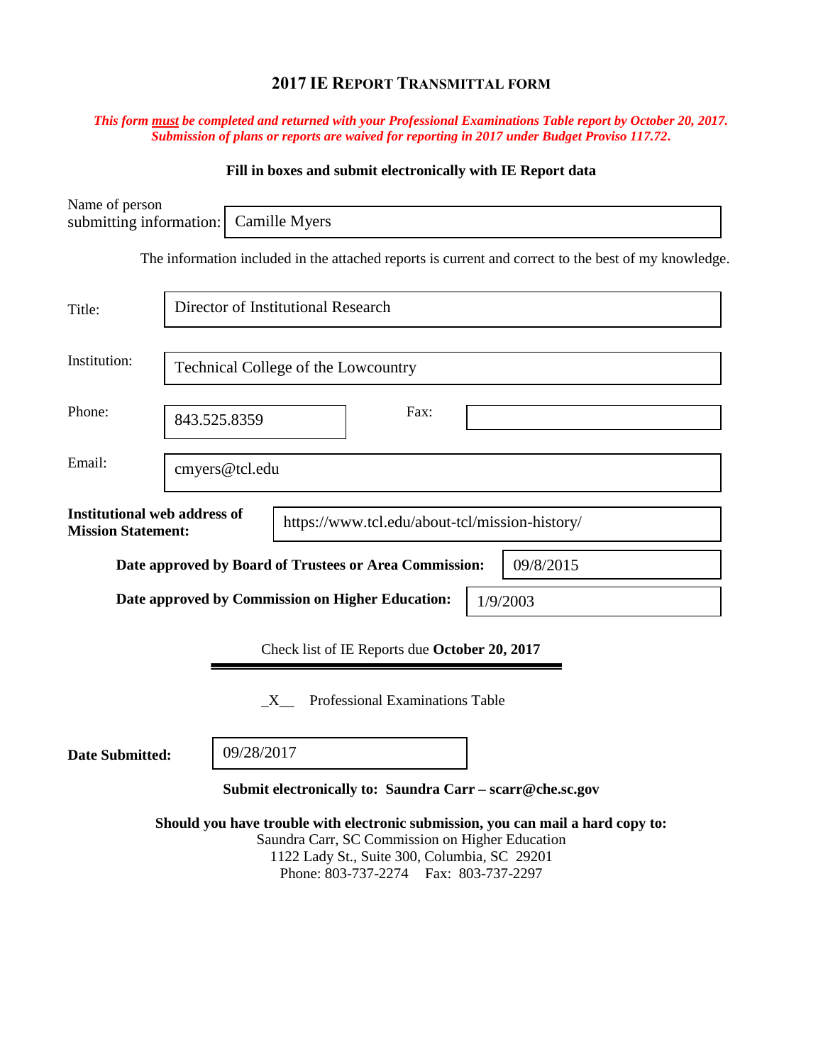# 2017 IE Report Transmittal Form

***This form must be completed and returned with your Professional Examinations Table report by October 20, 2017. Submission of plans or reports are waived for reporting in 2017 under Budget Proviso 117.72.***

**Fill in boxes and submit electronically with IE Report data**

Name of person submitting information: Camille Myers

The information included in the attached reports is current and correct to the best of my knowledge.

Title: Director of Institutional Research

Institution: Technical College of the Lowcountry

Phone: 843.525.8359

Fax:

Email: cmyers@tcl.edu

**Institutional web address of Mission Statement:** https://www.tcl.edu/about-tcl/mission-history/

**Date approved by Board of Trustees or Area Commission:** 09/8/2015

**Date approved by Commission on Higher Education:** 1/9/2003

Check list of IE Reports due **October 20, 2017**

_X__ Professional Examinations Table

**Date Submitted:** 09/28/2017

**Submit electronically to: Saundra Carr – scarr@che.sc.gov**

**Should you have trouble with electronic submission, you can mail a hard copy to:**

Saundra Carr, SC Commission on Higher Education
1122 Lady St., Suite 300, Columbia, SC 29201
Phone: 803-737-2274 Fax: 803-737-2297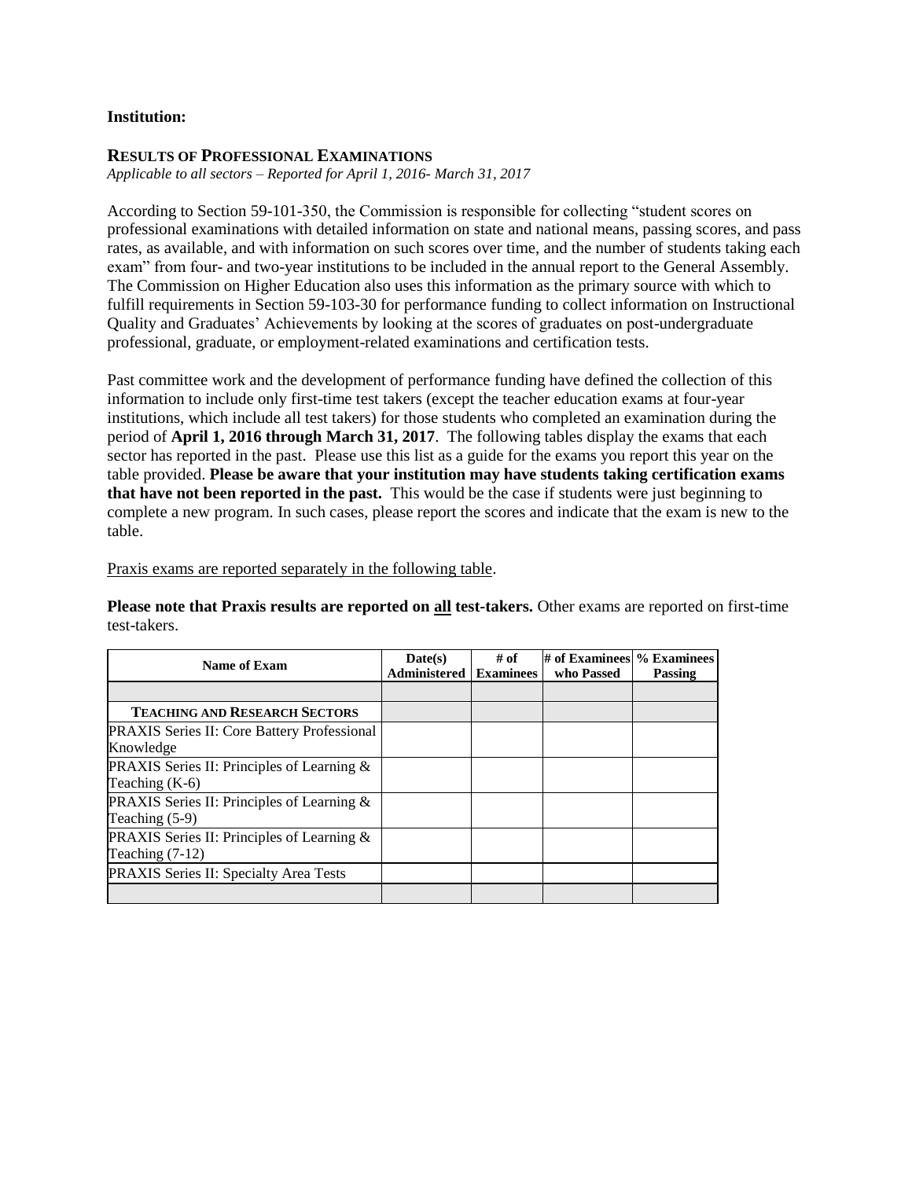**Institution:**

## RESULTS OF PROFESSIONAL EXAMINATIONS

*Applicable to all sectors – Reported for April 1, 2016- March 31, 2017*

According to Section 59-101-350, the Commission is responsible for collecting "student scores on professional examinations with detailed information on state and national means, passing scores, and pass rates, as available, and with information on such scores over time, and the number of students taking each exam" from four- and two-year institutions to be included in the annual report to the General Assembly. The Commission on Higher Education also uses this information as the primary source with which to fulfill requirements in Section 59-103-30 for performance funding to collect information on Instructional Quality and Graduates' Achievements by looking at the scores of graduates on post-undergraduate professional, graduate, or employment-related examinations and certification tests.

Past committee work and the development of performance funding have defined the collection of this information to include only first-time test takers (except the teacher education exams at four-year institutions, which include all test takers) for those students who completed an examination during the period of **April 1, 2016 through March 31, 2017**. The following tables display the exams that each sector has reported in the past. Please use this list as a guide for the exams you report this year on the table provided. **Please be aware that your institution may have students taking certification exams that have not been reported in the past.** This would be the case if students were just beginning to complete a new program. In such cases, please report the scores and indicate that the exam is new to the table.

Praxis exams are reported separately in the following table.

**Please note that Praxis results are reported on all test-takers.** Other exams are reported on first-time test-takers.

| Name of Exam | Date(s) Administered | # of Examinees | # of Examinees who Passed | % Examinees Passing |
|---|---|---|---|---|
| | | | | |
| **TEACHING AND RESEARCH SECTORS** | | | | |
| PRAXIS Series II: Core Battery Professional Knowledge | | | | |
| PRAXIS Series II: Principles of Learning & Teaching (K-6) | | | | |
| PRAXIS Series II: Principles of Learning & Teaching (5-9) | | | | |
| PRAXIS Series II: Principles of Learning & Teaching (7-12) | | | | |
| PRAXIS Series II: Specialty Area Tests | | | | |
| | | | | |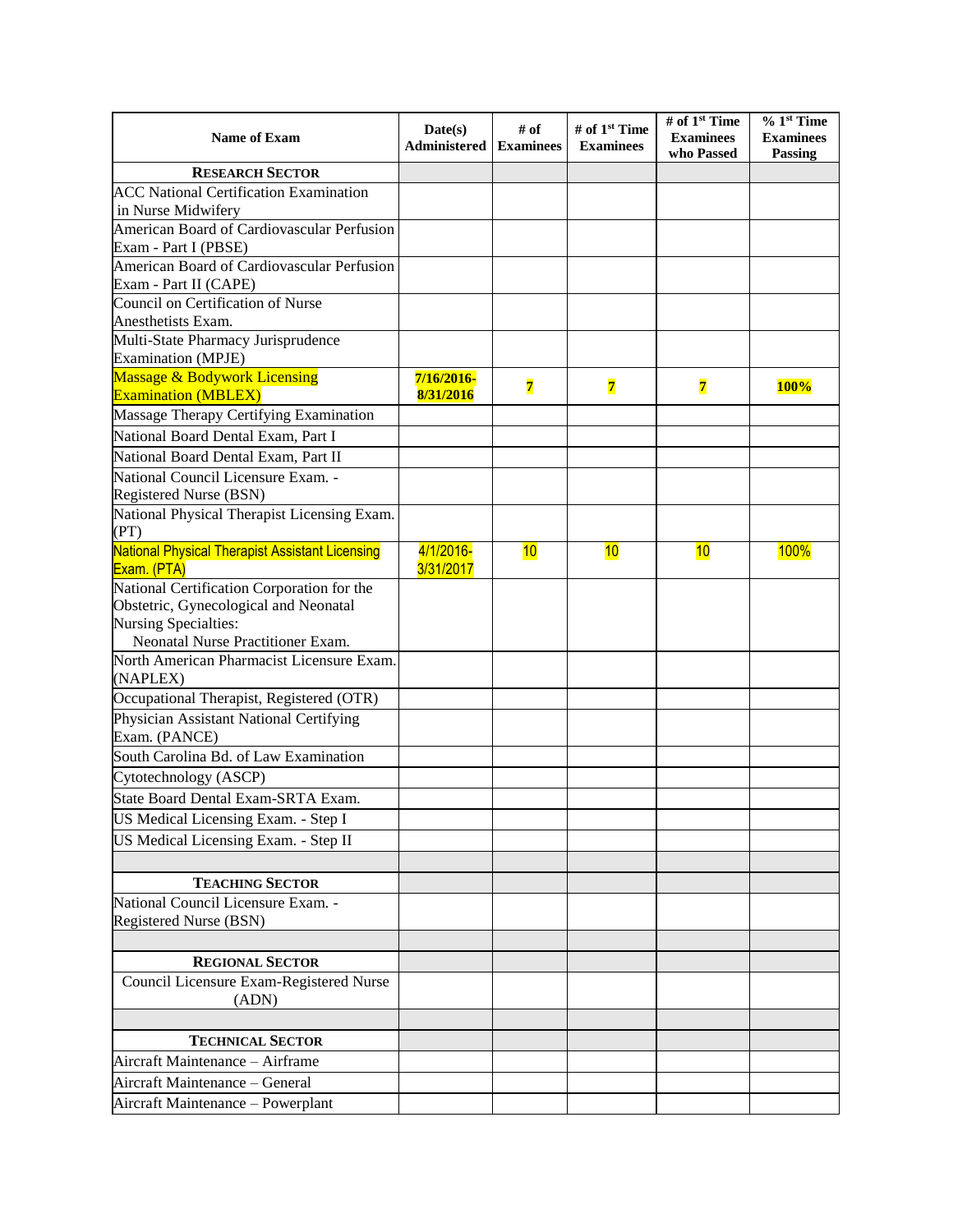| Name of Exam | Date(s) Administered | # of Examinees | # of 1st Time Examinees | # of 1st Time Examinees who Passed | % 1st Time Examinees Passing |
|---|---|---|---|---|---|
| **RESEARCH SECTOR** | | | | | |
| ACC National Certification Examination in Nurse Midwifery | | | | | |
| American Board of Cardiovascular Perfusion Exam - Part I (PBSE) | | | | | |
| American Board of Cardiovascular Perfusion Exam - Part II (CAPE) | | | | | |
| Council on Certification of Nurse Anesthetists Exam. | | | | | |
| Multi-State Pharmacy Jurisprudence Examination (MPJE) | | | | | |
| Massage & Bodywork Licensing Examination (MBLEX) | **7/16/2016-8/31/2016** | **7** | **7** | **7** | **100%** |
| Massage Therapy Certifying Examination | | | | | |
| National Board Dental Exam, Part I | | | | | |
| National Board Dental Exam, Part II | | | | | |
| National Council Licensure Exam. - Registered Nurse (BSN) | | | | | |
| National Physical Therapist Licensing Exam. (PT) | | | | | |
| National Physical Therapist Assistant Licensing Exam. (PTA) | 4/1/2016-3/31/2017 | 10 | 10 | 10 | 100% |
| National Certification Corporation for the Obstetric, Gynecological and Neonatal Nursing Specialties: Neonatal Nurse Practitioner Exam. | | | | | |
| North American Pharmacist Licensure Exam. (NAPLEX) | | | | | |
| Occupational Therapist, Registered (OTR) | | | | | |
| Physician Assistant National Certifying Exam. (PANCE) | | | | | |
| South Carolina Bd. of Law Examination | | | | | |
| Cytotechnology (ASCP) | | | | | |
| State Board Dental Exam-SRTA Exam. | | | | | |
| US Medical Licensing Exam. - Step I | | | | | |
| US Medical Licensing Exam. - Step II | | | | | |
| | | | | | |
| **TEACHING SECTOR** | | | | | |
| National Council Licensure Exam. - Registered Nurse (BSN) | | | | | |
| | | | | | |
| **REGIONAL SECTOR** | | | | | |
| Council Licensure Exam-Registered Nurse (ADN) | | | | | |
| | | | | | |
| **TECHNICAL SECTOR** | | | | | |
| Aircraft Maintenance – Airframe | | | | | |
| Aircraft Maintenance – General | | | | | |
| Aircraft Maintenance – Powerplant | | | | | |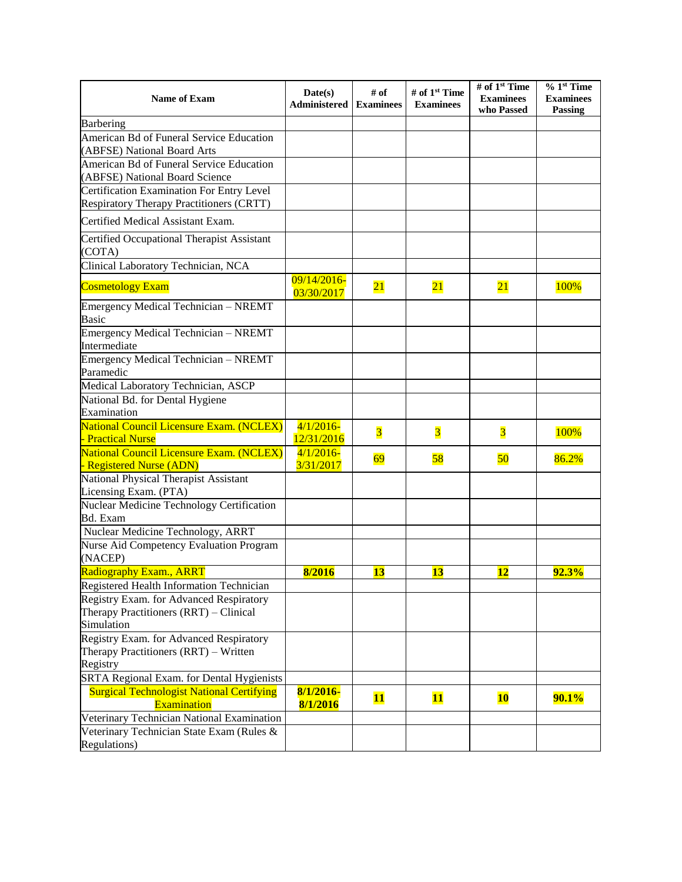| Name of Exam | Date(s) Administered | # of Examinees | # of 1st Time Examinees | # of 1st Time Examinees who Passed | % 1st Time Examinees Passing |
|---|---|---|---|---|---|
| Barbering | | | | | |
| American Bd of Funeral Service Education (ABFSE) National Board Arts | | | | | |
| American Bd of Funeral Service Education (ABFSE) National Board Science | | | | | |
| Certification Examination For Entry Level Respiratory Therapy Practitioners (CRTT) | | | | | |
| Certified Medical Assistant Exam. | | | | | |
| Certified Occupational Therapist Assistant (COTA) | | | | | |
| Clinical Laboratory Technician, NCA | | | | | |
| Cosmetology Exam | 09/14/2016-03/30/2017 | 21 | 21 | 21 | 100% |
| Emergency Medical Technician – NREMT Basic | | | | | |
| Emergency Medical Technician – NREMT Intermediate | | | | | |
| Emergency Medical Technician – NREMT Paramedic | | | | | |
| Medical Laboratory Technician, ASCP | | | | | |
| National Bd. for Dental Hygiene Examination | | | | | |
| National Council Licensure Exam. (NCLEX) - Practical Nurse | 4/1/2016-12/31/2016 | 3 | 3 | 3 | 100% |
| National Council Licensure Exam. (NCLEX) - Registered Nurse (ADN) | 4/1/2016-3/31/2017 | 69 | 58 | 50 | 86.2% |
| National Physical Therapist Assistant Licensing Exam. (PTA) | | | | | |
| Nuclear Medicine Technology Certification Bd. Exam | | | | | |
| Nuclear Medicine Technology, ARRT | | | | | |
| Nurse Aid Competency Evaluation Program (NACEP) | | | | | |
| Radiography Exam., ARRT | **8/2016** | **13** | **13** | **12** | **92.3%** |
| Registered Health Information Technician | | | | | |
| Registry Exam. for Advanced Respiratory Therapy Practitioners (RRT) – Clinical Simulation | | | | | |
| Registry Exam. for Advanced Respiratory Therapy Practitioners (RRT) – Written Registry | | | | | |
| SRTA Regional Exam. for Dental Hygienists | | | | | |
| Surgical Technologist National Certifying Examination | **8/1/2016-8/1/2016** | **11** | **11** | **10** | **90.1%** |
| Veterinary Technician National Examination | | | | | |
| Veterinary Technician State Exam (Rules & Regulations) | | | | | |